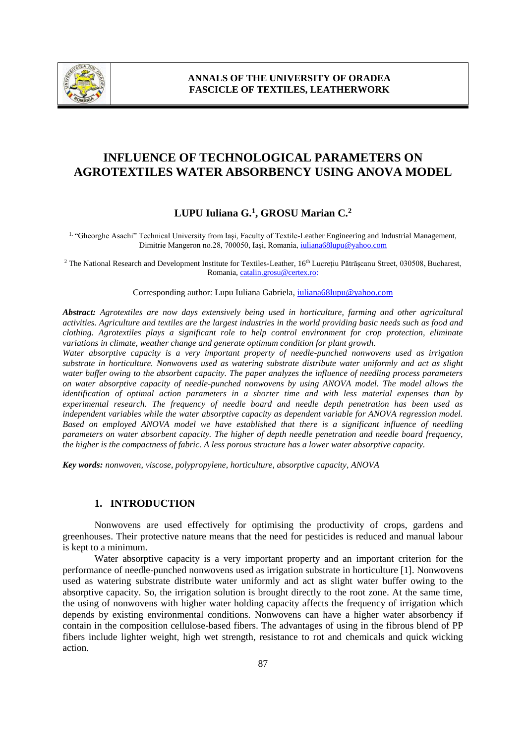# INFLUENCE OF TECHNOLOGICAL PARAMETERS ON AGROTEXTILES WATER ABSORBENCY USING ANOVA MODEL

**LUPU Iuliana G.[1], GROSU Marian C.[2]**

[1] "Gheorghe Asachi" Technical University from Iaşi, Faculty of Textile-Leather Engineering and Industrial Management, Dimitrie Mangeron no.28, 700050, Iaşi, Romania, iuliana68lupu@yahoo.com

[2] The National Research and Development Institute for Textiles-Leather, 16th Lucreţiu Pătrăşcanu Street, 030508, Bucharest, Romania, catalin.grosu@certex.ro;

Corresponding author: Lupu Iuliana Gabriela, iuliana68lupu@yahoo.com

***Abstract:*** *Agrotextiles are now days extensively being used in horticulture, farming and other agricultural activities. Agriculture and textiles are the largest industries in the world providing basic needs such as food and clothing. Agrotextiles plays a significant role to help control environment for crop protection, eliminate variations in climate, weather change and generate optimum condition for plant growth.*

*Water absorptive capacity is a very important property of needle-punched nonwovens used as irrigation substrate in horticulture. Nonwovens used as watering substrate distribute water uniformly and act as slight water buffer owing to the absorbent capacity. The paper analyzes the influence of needling process parameters on water absorptive capacity of needle-punched nonwovens by using ANOVA model. The model allows the identification of optimal action parameters in a shorter time and with less material expenses than by experimental research. The frequency of needle board and needle depth penetration has been used as independent variables while the water absorptive capacity as dependent variable for ANOVA regression model. Based on employed ANOVA model we have established that there is a significant influence of needling parameters on water absorbent capacity. The higher of depth needle penetration and needle board frequency, the higher is the compactness of fabric. A less porous structure has a lower water absorptive capacity.*

***Key words:*** *nonwoven, viscose, polypropylene, horticulture, absorptive capacity, ANOVA*

## 1. INTRODUCTION

Nonwovens are used effectively for optimising the productivity of crops, gardens and greenhouses. Their protective nature means that the need for pesticides is reduced and manual labour is kept to a minimum.

Water absorptive capacity is a very important property and an important criterion for the performance of needle-punched nonwovens used as irrigation substrate in horticulture [1]. Nonwovens used as watering substrate distribute water uniformly and act as slight water buffer owing to the absorptive capacity. So, the irrigation solution is brought directly to the root zone. At the same time, the using of nonwovens with higher water holding capacity affects the frequency of irrigation which depends by existing environmental conditions. Nonwovens can have a higher water absorbency if contain in the composition cellulose-based fibers. The advantages of using in the fibrous blend of PP fibers include lighter weight, high wet strength, resistance to rot and chemicals and quick wicking action.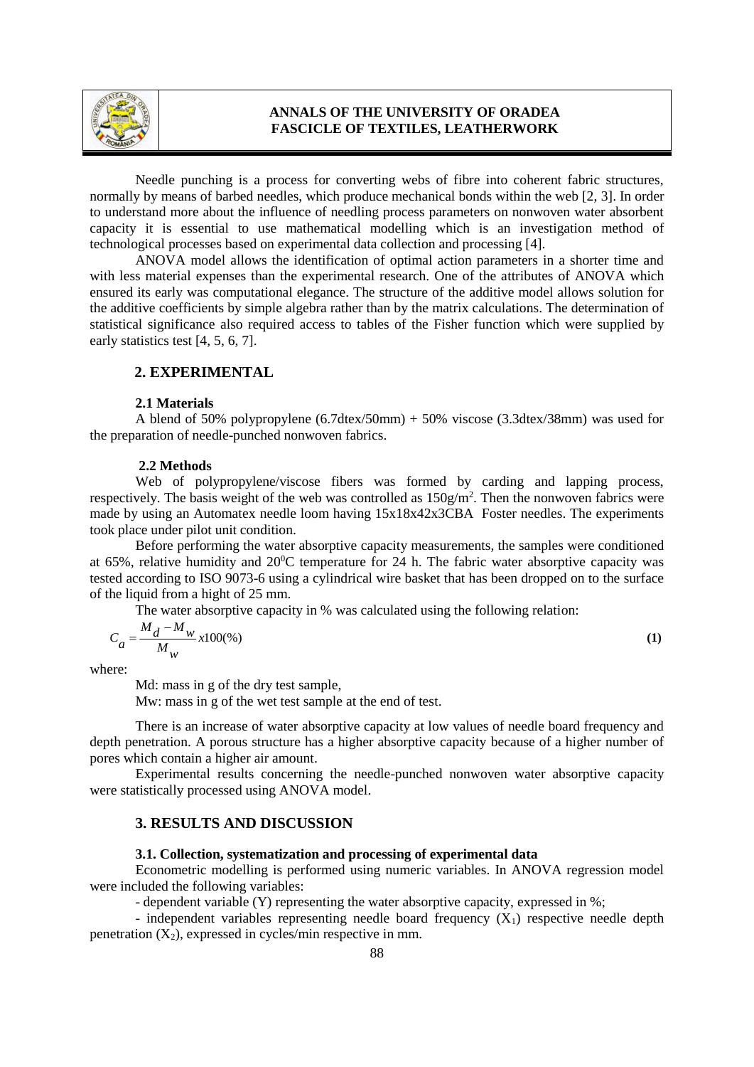Needle punching is a process for converting webs of fibre into coherent fabric structures, normally by means of barbed needles, which produce mechanical bonds within the web [2, 3]. In order to understand more about the influence of needling process parameters on nonwoven water absorbent capacity it is essential to use mathematical modelling which is an investigation method of technological processes based on experimental data collection and processing [4].

ANOVA model allows the identification of optimal action parameters in a shorter time and with less material expenses than the experimental research. One of the attributes of ANOVA which ensured its early was computational elegance. The structure of the additive model allows solution for the additive coefficients by simple algebra rather than by the matrix calculations. The determination of statistical significance also required access to tables of the Fisher function which were supplied by early statistics test [4, 5, 6, 7].

## 2. EXPERIMENTAL

### 2.1 Materials

A blend of 50% polypropylene (6.7dtex/50mm) + 50% viscose (3.3dtex/38mm) was used for the preparation of needle-punched nonwoven fabrics.

### 2.2 Methods

Web of polypropylene/viscose fibers was formed by carding and lapping process, respectively. The basis weight of the web was controlled as $150 g/m^2$. Then the nonwoven fabrics were made by using an Automatex needle loom having 15x18x42x3CBA Foster needles. The experiments took place under pilot unit condition.

Before performing the water absorptive capacity measurements, the samples were conditioned at 65%, relative humidity and $20^0$C temperature for 24 h. The fabric water absorptive capacity was tested according to ISO 9073-6 using a cylindrical wire basket that has been dropped on to the surface of the liquid from a hight of 25 mm.

The water absorptive capacity in % was calculated using the following relation:

$$C_a = \frac{M_d - M_w}{M_w} x100(\%) \qquad \textbf{(1)}$$

where:

Md: mass in g of the dry test sample,

Mw: mass in g of the wet test sample at the end of test.

There is an increase of water absorptive capacity at low values of needle board frequency and depth penetration. A porous structure has a higher absorptive capacity because of a higher number of pores which contain a higher air amount.

Experimental results concerning the needle-punched nonwoven water absorptive capacity were statistically processed using ANOVA model.

## 3. RESULTS AND DISCUSSION

### 3.1. Collection, systematization and processing of experimental data

Econometric modelling is performed using numeric variables. In ANOVA regression model were included the following variables:

- dependent variable (Y) representing the water absorptive capacity, expressed in %;
- independent variables representing needle board frequency ($X_1$) respective needle depth penetration ($X_2$), expressed in cycles/min respective in mm.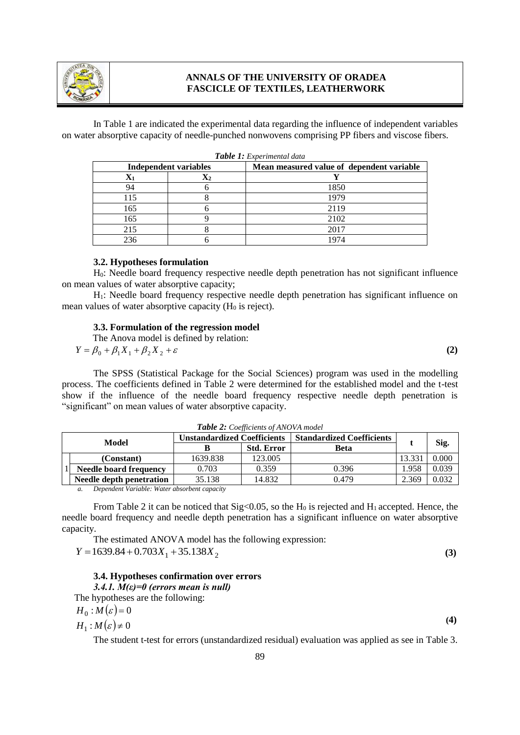In Table 1 are indicated the experimental data regarding the influence of independent variables on water absorptive capacity of needle-punched nonwovens comprising PP fibers and viscose fibers.

***Table 1:*** *Experimental data*

| Independent variables | | Mean measured value of dependent variable |
|---|---|---|
| $X_1$ | $X_2$ | Y |
| 94 | 6 | 1850 |
| 115 | 8 | 1979 |
| 165 | 6 | 2119 |
| 165 | 9 | 2102 |
| 215 | 8 | 2017 |
| 236 | 6 | 1974 |

### 3.2. Hypotheses formulation

$H_0$: Needle board frequency respective needle depth penetration has not significant influence on mean values of water absorptive capacity;

$H_1$: Needle board frequency respective needle depth penetration has significant influence on mean values of water absorptive capacity ($H_0$ is reject).

### 3.3. Formulation of the regression model

The Anova model is defined by relation:

$$Y = \beta_0 + \beta_1 X_1 + \beta_2 X_2 + \varepsilon \quad \textbf{(2)}$$

The SPSS (Statistical Package for the Social Sciences) program was used in the modelling process. The coefficients defined in Table 2 were determined for the established model and the t-test show if the influence of the needle board frequency respective needle depth penetration is "significant" on mean values of water absorptive capacity.

***Table 2:*** *Coefficients of ANOVA model*

| Model | | Unstandardized Coefficients | | Standardized Coefficients | t | Sig. |
|---|---|---|---|---|---|---|
| | | B | Std. Error | Beta | | |
| 1 | (Constant) | 1639.838 | 123.005 | | 13.331 | 0.000 |
| | Needle board frequency | 0.703 | 0.359 | 0.396 | 1.958 | 0.039 |
| | Needle depth penetration | 35.138 | 14.832 | 0.479 | 2.369 | 0.032 |

*a. Dependent Variable: Water absorbent capacity*

From Table 2 it can be noticed that Sig<0.05, so the $H_0$ is rejected and $H_1$ accepted. Hence, the needle board frequency and needle depth penetration has a significant influence on water absorptive capacity.

The estimated ANOVA model has the following expression:

$$Y = 1639.84 + 0.703 X_1 + 35.138 X_2 \quad \textbf{(3)}$$

### 3.4. Hypotheses confirmation over errors

#### *3.4.1. M(ε)=0 (errors mean is null)*

The hypotheses are the following:

$$H_0 : M(\varepsilon) = 0$$
$$H_1 : M(\varepsilon) \neq 0 \quad \textbf{(4)}$$

The student t-test for errors (unstandardized residual) evaluation was applied as see in Table 3.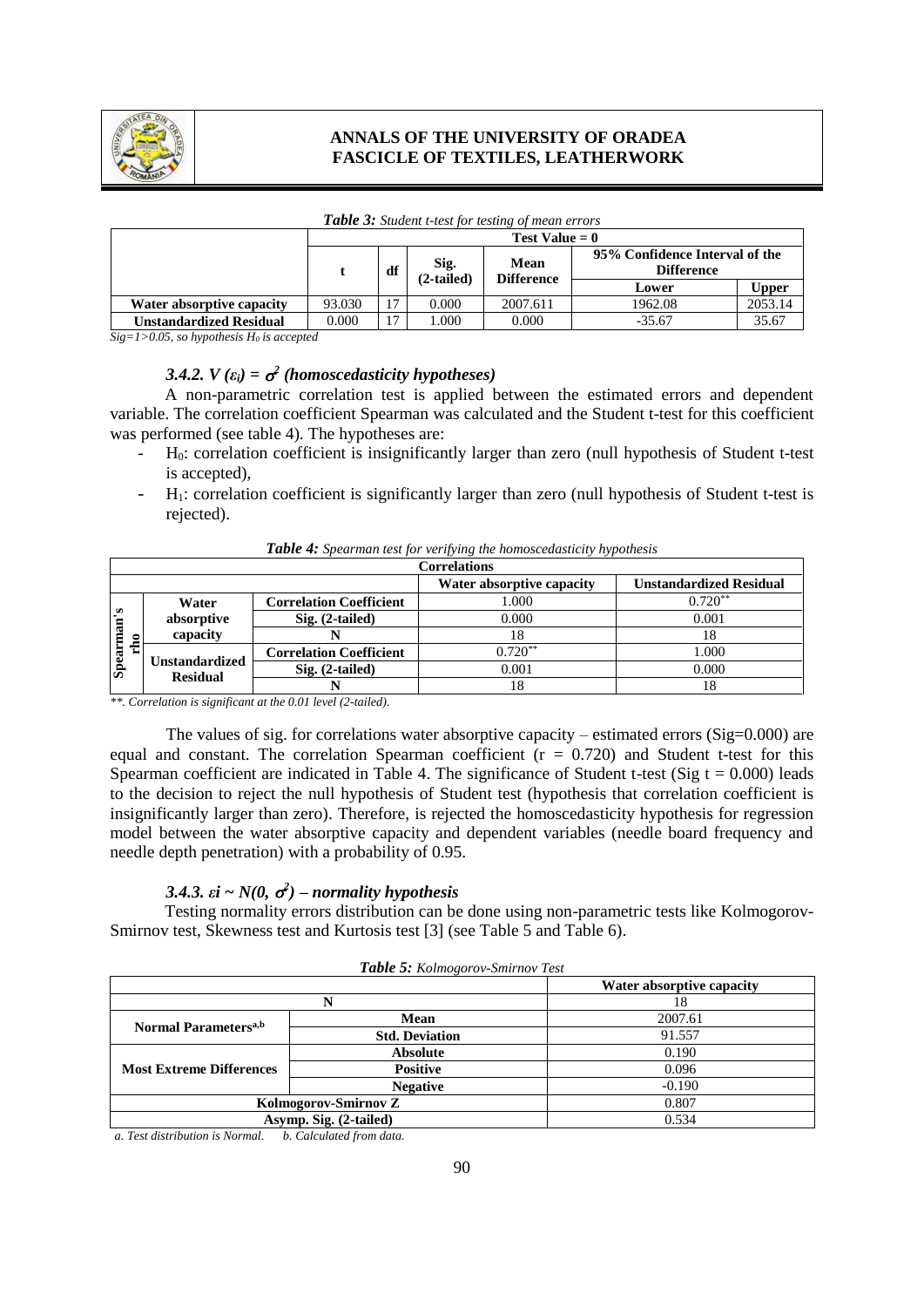***Table 3:*** *Student t-test for testing of mean errors*

| | Test Value = 0 | | | | | |
|---|---|---|---|---|---|---|
| | t | df | Sig. (2-tailed) | Mean Difference | 95% Confidence Interval of the Difference | |
| | | | | | Lower | Upper |
| **Water absorptive capacity** | 93.030 | 17 | 0.000 | 2007.611 | 1962.08 | 2053.14 |
| **Unstandardized Residual** | 0.000 | 17 | 1.000 | 0.000 | -35.67 | 35.67 |

*Sig=1>0.05, so hypothesis $H_0$ is accepted*

### *3.4.2. $V(\varepsilon_i) = \sigma^2$ (homoscedasticity hypotheses)*

A non-parametric correlation test is applied between the estimated errors and dependent variable. The correlation coefficient Spearman was calculated and the Student t-test for this coefficient was performed (see table 4). The hypotheses are:

- $H_0$: correlation coefficient is insignificantly larger than zero (null hypothesis of Student t-test is accepted),
- $H_1$: correlation coefficient is significantly larger than zero (null hypothesis of Student t-test is rejected).

***Table 4:*** *Spearman test for verifying the homoscedasticity hypothesis*

| Correlations | | | | |
|---|---|---|---|---|
| | | | Water absorptive capacity | Unstandardized Residual |
| Spearman's rho | Water absorptive capacity | Correlation Coefficient | 1.000 | 0.720** |
| | | Sig. (2-tailed) | 0.000 | 0.001 |
| | | N | 18 | 18 |
| | Unstandardized Residual | Correlation Coefficient | 0.720** | 1.000 |
| | | Sig. (2-tailed) | 0.001 | 0.000 |
| | | N | 18 | 18 |

*\*\*. Correlation is significant at the 0.01 level (2-tailed).*

The values of sig. for correlations water absorptive capacity – estimated errors (Sig=0.000) are equal and constant. The correlation Spearman coefficient ($r = 0.720$) and Student t-test for this Spearman coefficient are indicated in Table 4. The significance of Student t-test (Sig t = 0.000) leads to the decision to reject the null hypothesis of Student test (hypothesis that correlation coefficient is insignificantly larger than zero). Therefore, is rejected the homoscedasticity hypothesis for regression model between the water absorptive capacity and dependent variables (needle board frequency and needle depth penetration) with a probability of 0.95.

### *3.4.3. $\varepsilon i \sim N(0, \sigma^2)$ – normality hypothesis*

Testing normality errors distribution can be done using non-parametric tests like Kolmogorov-Smirnov test, Skewness test and Kurtosis test [3] (see Table 5 and Table 6).

***Table 5:*** *Kolmogorov-Smirnov Test*

| | | Water absorptive capacity |
|---|---|---|
| N | | 18 |
| Normal Parameters[a,b] | Mean | 2007.61 |
| | Std. Deviation | 91.557 |
| Most Extreme Differences | Absolute | 0.190 |
| | Positive | 0.096 |
| | Negative | -0.190 |
| Kolmogorov-Smirnov Z | | 0.807 |
| Asymp. Sig. (2-tailed) | | 0.534 |

*a. Test distribution is Normal. b. Calculated from data.*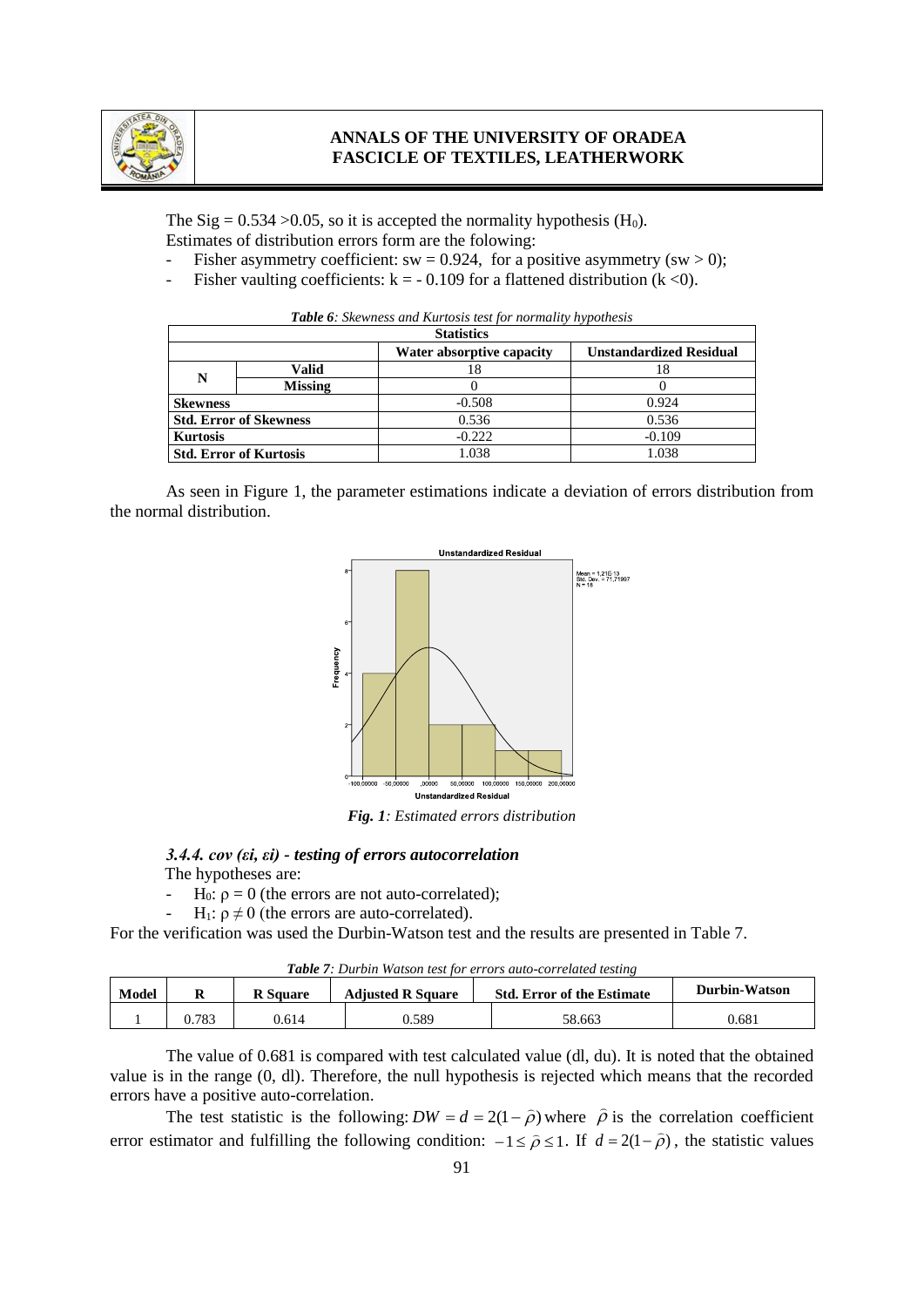The Sig = 0.534 >0.05, so it is accepted the normality hypothesis ($H_0$).

Estimates of distribution errors form are the folowing:

- Fisher asymmetry coefficient: sw = 0.924, for a positive asymmetry (sw > 0);
- Fisher vaulting coefficients: k = - 0.109 for a flattened distribution (k <0).

***Table 6**: Skewness and Kurtosis test for normality hypothesis*

| Statistics | | | |
|---|---|---|---|
| | | Water absorptive capacity | Unstandardized Residual |
| N | Valid | 18 | 18 |
| | Missing | 0 | 0 |
| Skewness | | -0.508 | 0.924 |
| Std. Error of Skewness | | 0.536 | 0.536 |
| Kurtosis | | -0.222 | -0.109 |
| Std. Error of Kurtosis | | 1.038 | 1.038 |

As seen in Figure 1, the parameter estimations indicate a deviation of errors distribution from the normal distribution.

Unstandardized Residual

Mean = 1.21E-13
Std. Dev. = 71.71997
N = 18

Frequency

-100,00000 -50,00000 ,00000 50,00000 100,00000 150,00000 200,00000

Unstandardized Residual

***Fig. 1**: Estimated errors distribution*

### *3.4.4. cov (εi, εi) - testing of errors autocorrelation*

The hypotheses are:

- $H_0$: $\rho = 0$ (the errors are not auto-correlated);
- $H_1$: $\rho \neq 0$ (the errors are auto-correlated).

For the verification was used the Durbin-Watson test and the results are presented in Table 7.

***Table 7**: Durbin Watson test for errors auto-correlated testing*

| Model | R | R Square | Adjusted R Square | Std. Error of the Estimate | Durbin-Watson |
|---|---|---|---|---|---|
| 1 | 0.783 | 0.614 | 0.589 | 58.663 | 0.681 |

The value of 0.681 is compared with test calculated value (dl, du). It is noted that the obtained value is in the range (0, dl). Therefore, the null hypothesis is rejected which means that the recorded errors have a positive auto-correlation.

The test statistic is the following: $DW = d = 2(1-\hat{\rho})$ where $\hat{\rho}$ is the correlation coefficient error estimator and fulfilling the following condition: $-1 \leq \hat{\rho} \leq 1$. If $d = 2(1-\hat{\rho})$, the statistic values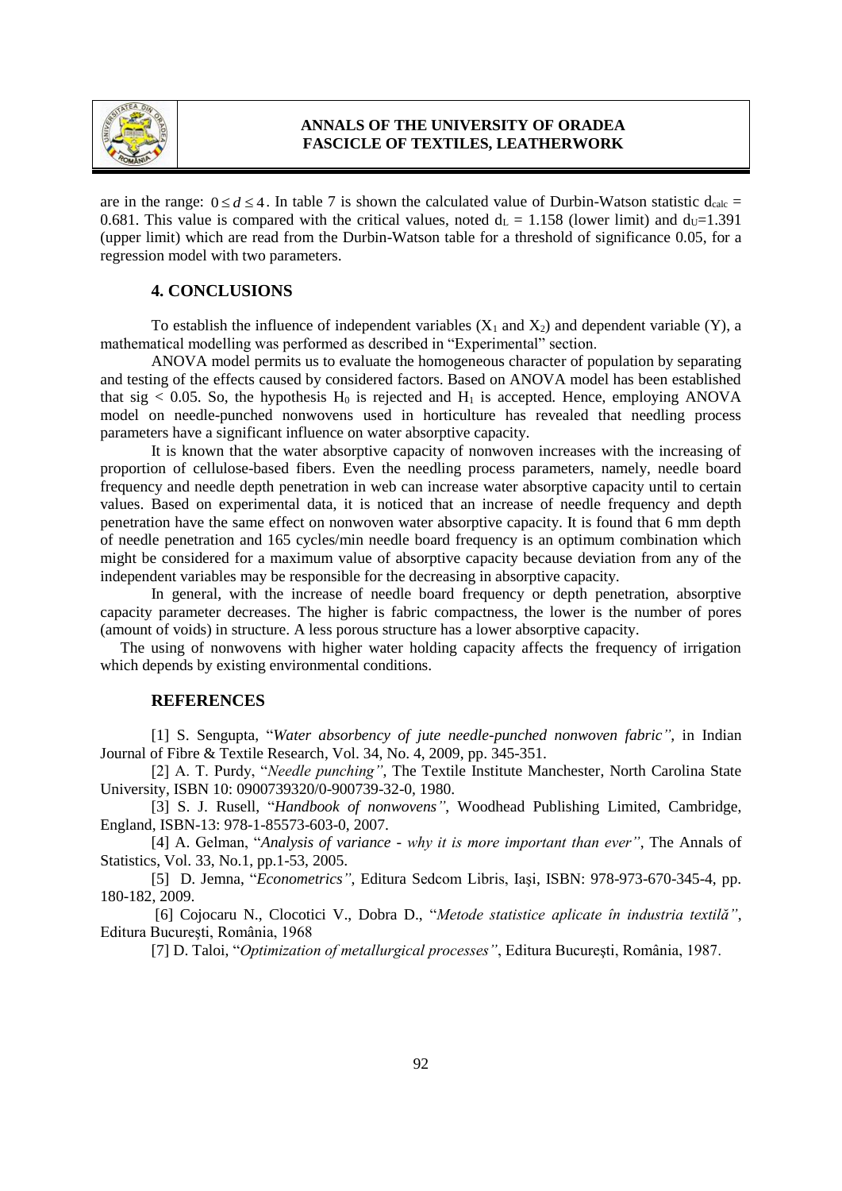are in the range: $0 \le d \le 4$. In table 7 is shown the calculated value of Durbin-Watson statistic $d_{calc}$ = 0.681. This value is compared with the critical values, noted $d_L$ = 1.158 (lower limit) and $d_U$=1.391 (upper limit) which are read from the Durbin-Watson table for a threshold of significance 0.05, for a regression model with two parameters.

## 4. CONCLUSIONS

To establish the influence of independent variables ($X_1$ and $X_2$) and dependent variable (Y), a mathematical modelling was performed as described in "Experimental" section.

ANOVA model permits us to evaluate the homogeneous character of population by separating and testing of the effects caused by considered factors. Based on ANOVA model has been established that sig < 0.05. So, the hypothesis $H_0$ is rejected and $H_1$ is accepted. Hence, employing ANOVA model on needle-punched nonwovens used in horticulture has revealed that needling process parameters have a significant influence on water absorptive capacity.

It is known that the water absorptive capacity of nonwoven increases with the increasing of proportion of cellulose-based fibers. Even the needling process parameters, namely, needle board frequency and needle depth penetration in web can increase water absorptive capacity until to certain values. Based on experimental data, it is noticed that an increase of needle frequency and depth penetration have the same effect on nonwoven water absorptive capacity. It is found that 6 mm depth of needle penetration and 165 cycles/min needle board frequency is an optimum combination which might be considered for a maximum value of absorptive capacity because deviation from any of the independent variables may be responsible for the decreasing in absorptive capacity.

In general, with the increase of needle board frequency or depth penetration, absorptive capacity parameter decreases. The higher is fabric compactness, the lower is the number of pores (amount of voids) in structure. A less porous structure has a lower absorptive capacity.

The using of nonwovens with higher water holding capacity affects the frequency of irrigation which depends by existing environmental conditions.

## REFERENCES

[1] S. Sengupta, "*Water absorbency of jute needle-punched nonwoven fabric"*, in Indian Journal of Fibre & Textile Research, Vol. 34, No. 4, 2009, pp. 345-351.

[2] A. T. Purdy, "*Needle punching"*, The Textile Institute Manchester, North Carolina State University, ISBN 10: 0900739320/0-900739-32-0, 1980.

[3] S. J. Rusell, "*Handbook of nonwovens"*, Woodhead Publishing Limited, Cambridge, England, ISBN-13: 978-1-85573-603-0, 2007.

[4] A. Gelman, "*Analysis of variance - why it is more important than ever"*, The Annals of Statistics, Vol. 33, No.1, pp.1-53, 2005.

[5] D. Jemna, "*Econometrics"*, Editura Sedcom Libris, Iaşi, ISBN: 978-973-670-345-4, pp. 180-182, 2009.

[6] Cojocaru N., Clocotici V., Dobra D., "*Metode statistice aplicate în industria textilă"*, Editura Bucureşti, România, 1968

[7] D. Taloi, "*Optimization of metallurgical processes"*, Editura București, România, 1987.